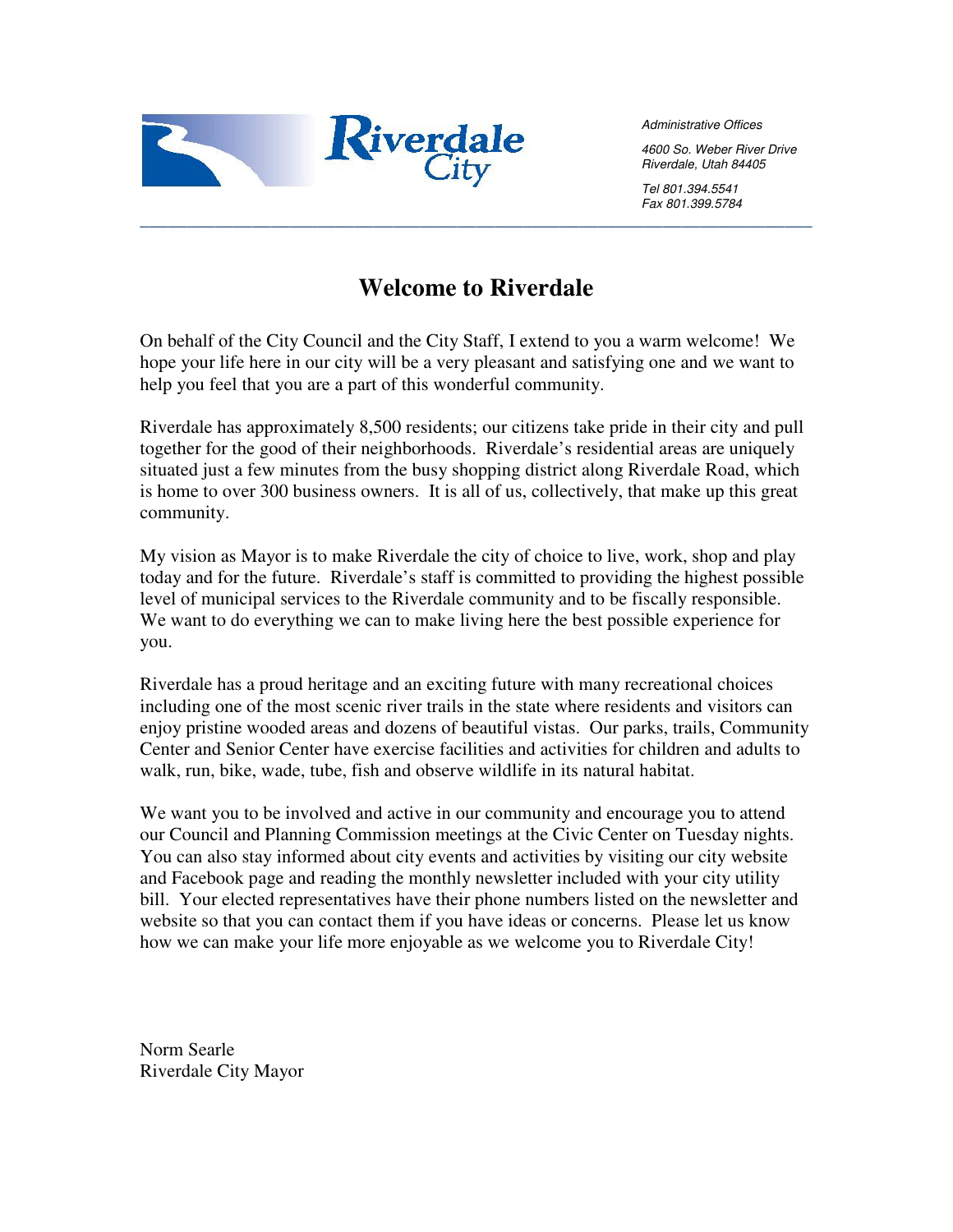Riverdale City

*Administrative Offices*

*4600 So. Weber River Drive*
*Riverdale, Utah 84405*

*Tel 801.394.5541*
*Fax 801.399.5784*

---

# Welcome to Riverdale

On behalf of the City Council and the City Staff, I extend to you a warm welcome! We hope your life here in our city will be a very pleasant and satisfying one and we want to help you feel that you are a part of this wonderful community.

Riverdale has approximately 8,500 residents; our citizens take pride in their city and pull together for the good of their neighborhoods. Riverdale's residential areas are uniquely situated just a few minutes from the busy shopping district along Riverdale Road, which is home to over 300 business owners. It is all of us, collectively, that make up this great community.

My vision as Mayor is to make Riverdale the city of choice to live, work, shop and play today and for the future. Riverdale's staff is committed to providing the highest possible level of municipal services to the Riverdale community and to be fiscally responsible. We want to do everything we can to make living here the best possible experience for you.

Riverdale has a proud heritage and an exciting future with many recreational choices including one of the most scenic river trails in the state where residents and visitors can enjoy pristine wooded areas and dozens of beautiful vistas. Our parks, trails, Community Center and Senior Center have exercise facilities and activities for children and adults to walk, run, bike, wade, tube, fish and observe wildlife in its natural habitat.

We want you to be involved and active in our community and encourage you to attend our Council and Planning Commission meetings at the Civic Center on Tuesday nights. You can also stay informed about city events and activities by visiting our city website and Facebook page and reading the monthly newsletter included with your city utility bill. Your elected representatives have their phone numbers listed on the newsletter and website so that you can contact them if you have ideas or concerns. Please let us know how we can make your life more enjoyable as we welcome you to Riverdale City!

Norm Searle
Riverdale City Mayor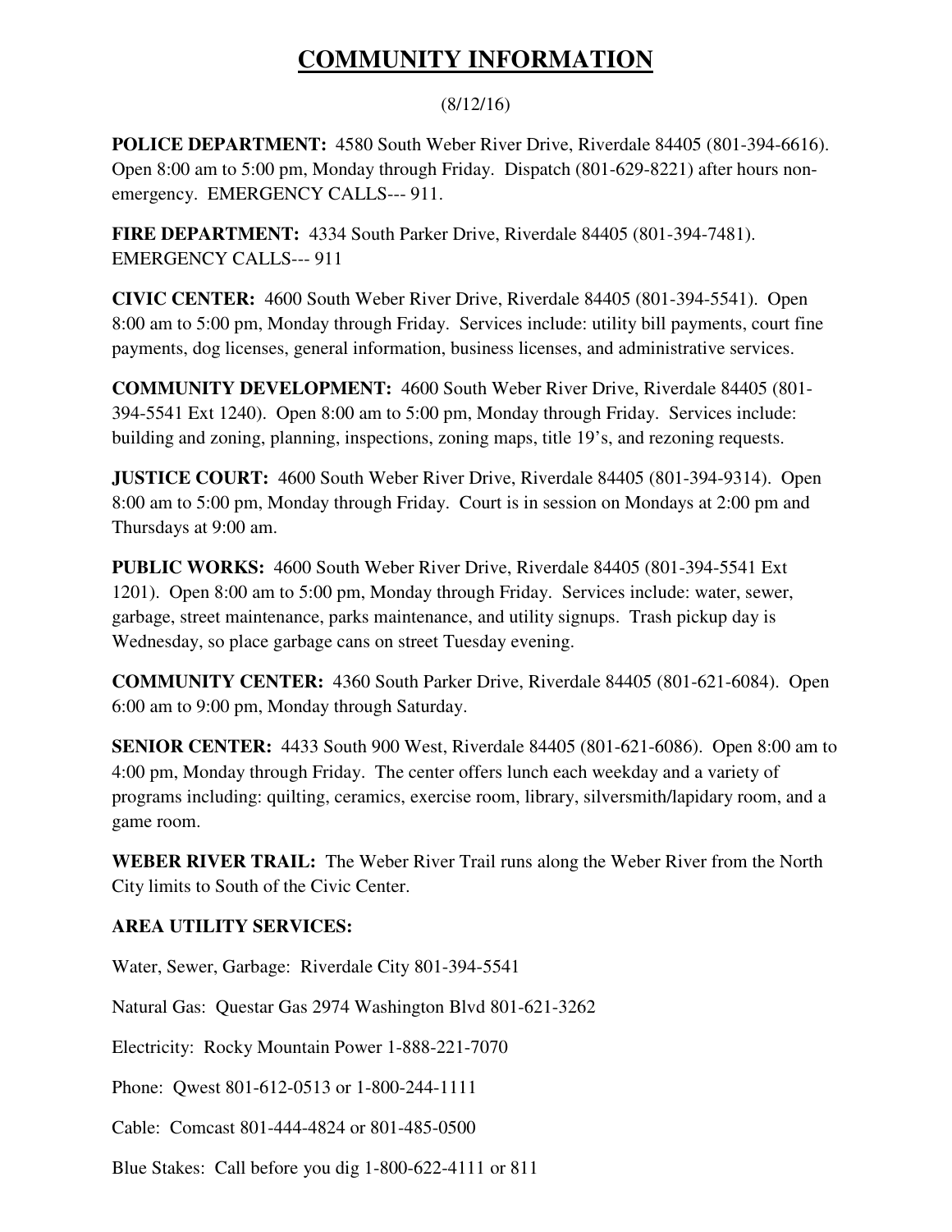# COMMUNITY INFORMATION

(8/12/16)

**POLICE DEPARTMENT:** 4580 South Weber River Drive, Riverdale 84405 (801-394-6616). Open 8:00 am to 5:00 pm, Monday through Friday. Dispatch (801-629-8221) after hours non-emergency. EMERGENCY CALLS--- 911.

**FIRE DEPARTMENT:** 4334 South Parker Drive, Riverdale 84405 (801-394-7481). EMERGENCY CALLS--- 911

**CIVIC CENTER:** 4600 South Weber River Drive, Riverdale 84405 (801-394-5541). Open 8:00 am to 5:00 pm, Monday through Friday. Services include: utility bill payments, court fine payments, dog licenses, general information, business licenses, and administrative services.

**COMMUNITY DEVELOPMENT:** 4600 South Weber River Drive, Riverdale 84405 (801-394-5541 Ext 1240). Open 8:00 am to 5:00 pm, Monday through Friday. Services include: building and zoning, planning, inspections, zoning maps, title 19's, and rezoning requests.

**JUSTICE COURT:** 4600 South Weber River Drive, Riverdale 84405 (801-394-9314). Open 8:00 am to 5:00 pm, Monday through Friday. Court is in session on Mondays at 2:00 pm and Thursdays at 9:00 am.

**PUBLIC WORKS:** 4600 South Weber River Drive, Riverdale 84405 (801-394-5541 Ext 1201). Open 8:00 am to 5:00 pm, Monday through Friday. Services include: water, sewer, garbage, street maintenance, parks maintenance, and utility signups. Trash pickup day is Wednesday, so place garbage cans on street Tuesday evening.

**COMMUNITY CENTER:** 4360 South Parker Drive, Riverdale 84405 (801-621-6084). Open 6:00 am to 9:00 pm, Monday through Saturday.

**SENIOR CENTER:** 4433 South 900 West, Riverdale 84405 (801-621-6086). Open 8:00 am to 4:00 pm, Monday through Friday. The center offers lunch each weekday and a variety of programs including: quilting, ceramics, exercise room, library, silversmith/lapidary room, and a game room.

**WEBER RIVER TRAIL:** The Weber River Trail runs along the Weber River from the North City limits to South of the Civic Center.

**AREA UTILITY SERVICES:**

Water, Sewer, Garbage: Riverdale City 801-394-5541

Natural Gas: Questar Gas 2974 Washington Blvd 801-621-3262

Electricity: Rocky Mountain Power 1-888-221-7070

Phone: Qwest 801-612-0513 or 1-800-244-1111

Cable: Comcast 801-444-4824 or 801-485-0500

Blue Stakes: Call before you dig 1-800-622-4111 or 811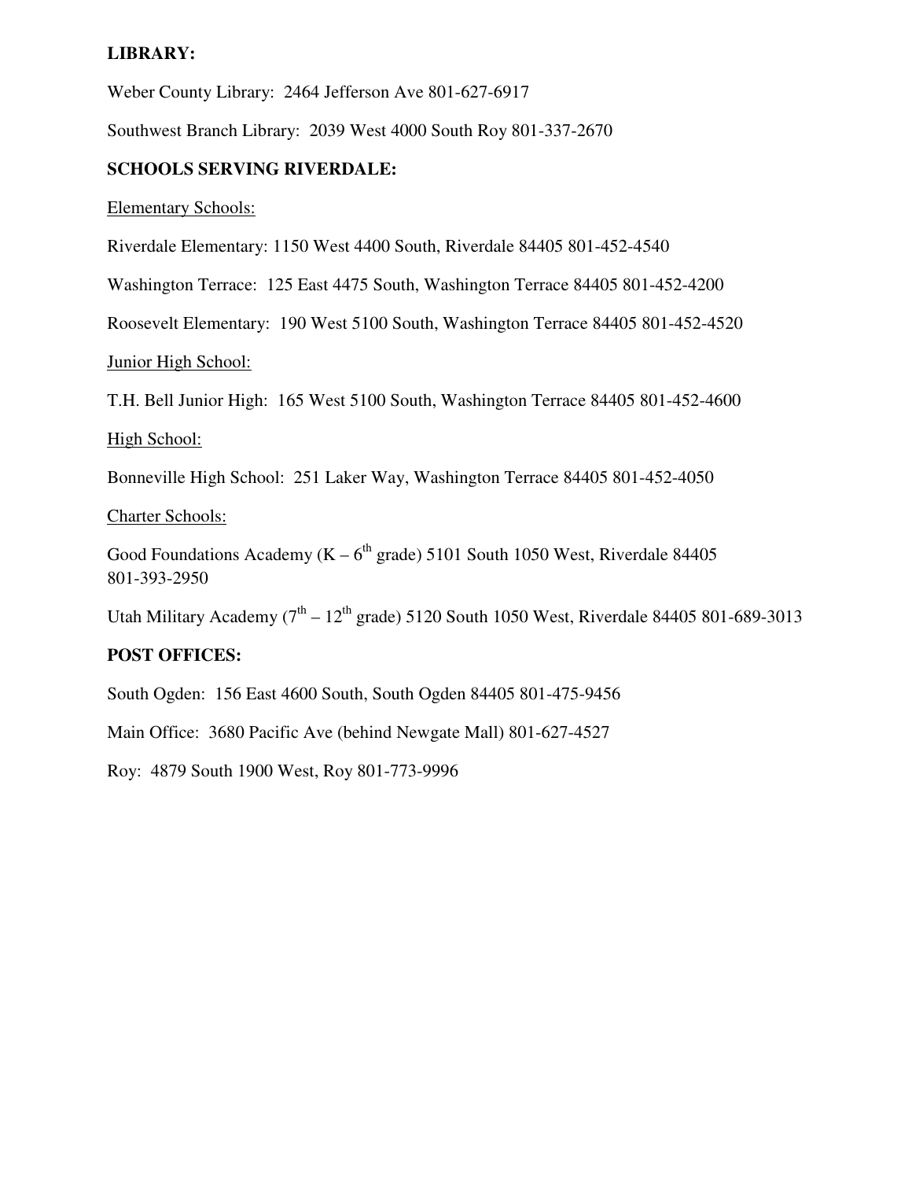**LIBRARY:**

Weber County Library: 2464 Jefferson Ave 801-627-6917

Southwest Branch Library: 2039 West 4000 South Roy 801-337-2670

**SCHOOLS SERVING RIVERDALE:**

Elementary Schools:

Riverdale Elementary: 1150 West 4400 South, Riverdale 84405 801-452-4540

Washington Terrace: 125 East 4475 South, Washington Terrace 84405 801-452-4200

Roosevelt Elementary: 190 West 5100 South, Washington Terrace 84405 801-452-4520

Junior High School:

T.H. Bell Junior High: 165 West 5100 South, Washington Terrace 84405 801-452-4600

High School:

Bonneville High School: 251 Laker Way, Washington Terrace 84405 801-452-4050

Charter Schools:

Good Foundations Academy (K – 6th grade) 5101 South 1050 West, Riverdale 84405 801-393-2950

Utah Military Academy (7th – 12th grade) 5120 South 1050 West, Riverdale 84405 801-689-3013

**POST OFFICES:**

South Ogden: 156 East 4600 South, South Ogden 84405 801-475-9456

Main Office: 3680 Pacific Ave (behind Newgate Mall) 801-627-4527

Roy: 4879 South 1900 West, Roy 801-773-9996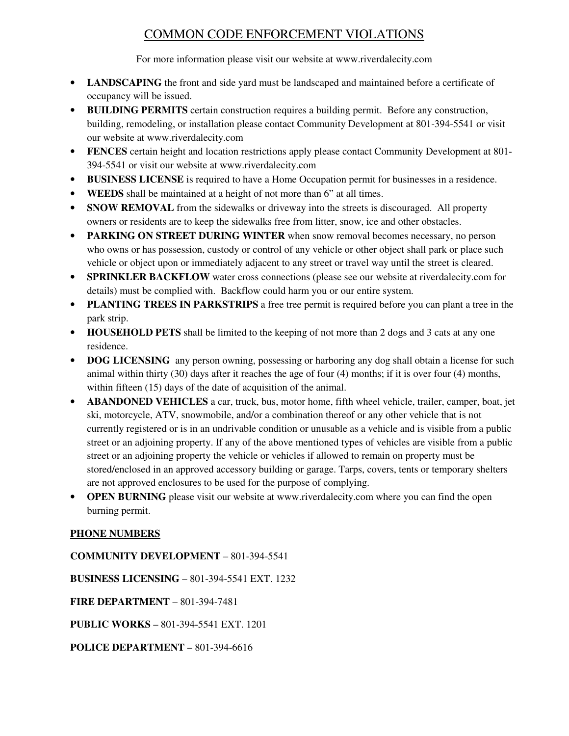# COMMON CODE ENFORCEMENT VIOLATIONS

For more information please visit our website at www.riverdalecity.com

- **LANDSCAPING** the front and side yard must be landscaped and maintained before a certificate of occupancy will be issued.
- **BUILDING PERMITS** certain construction requires a building permit. Before any construction, building, remodeling, or installation please contact Community Development at 801-394-5541 or visit our website at www.riverdalecity.com
- **FENCES** certain height and location restrictions apply please contact Community Development at 801-394-5541 or visit our website at www.riverdalecity.com
- **BUSINESS LICENSE** is required to have a Home Occupation permit for businesses in a residence.
- **WEEDS** shall be maintained at a height of not more than 6" at all times.
- **SNOW REMOVAL** from the sidewalks or driveway into the streets is discouraged. All property owners or residents are to keep the sidewalks free from litter, snow, ice and other obstacles.
- **PARKING ON STREET DURING WINTER** when snow removal becomes necessary, no person who owns or has possession, custody or control of any vehicle or other object shall park or place such vehicle or object upon or immediately adjacent to any street or travel way until the street is cleared.
- **SPRINKLER BACKFLOW** water cross connections (please see our website at riverdalecity.com for details) must be complied with. Backflow could harm you or our entire system.
- **PLANTING TREES IN PARKSTRIPS** a free tree permit is required before you can plant a tree in the park strip.
- **HOUSEHOLD PETS** shall be limited to the keeping of not more than 2 dogs and 3 cats at any one residence.
- **DOG LICENSING** any person owning, possessing or harboring any dog shall obtain a license for such animal within thirty (30) days after it reaches the age of four (4) months; if it is over four (4) months, within fifteen (15) days of the date of acquisition of the animal.
- **ABANDONED VEHICLES** a car, truck, bus, motor home, fifth wheel vehicle, trailer, camper, boat, jet ski, motorcycle, ATV, snowmobile, and/or a combination thereof or any other vehicle that is not currently registered or is in an undrivable condition or unusable as a vehicle and is visible from a public street or an adjoining property. If any of the above mentioned types of vehicles are visible from a public street or an adjoining property the vehicle or vehicles if allowed to remain on property must be stored/enclosed in an approved accessory building or garage. Tarps, covers, tents or temporary shelters are not approved enclosures to be used for the purpose of complying.
- **OPEN BURNING** please visit our website at www.riverdalecity.com where you can find the open burning permit.

## PHONE NUMBERS

**COMMUNITY DEVELOPMENT** – 801-394-5541

**BUSINESS LICENSING** – 801-394-5541 EXT. 1232

**FIRE DEPARTMENT** – 801-394-7481

**PUBLIC WORKS** – 801-394-5541 EXT. 1201

**POLICE DEPARTMENT** – 801-394-6616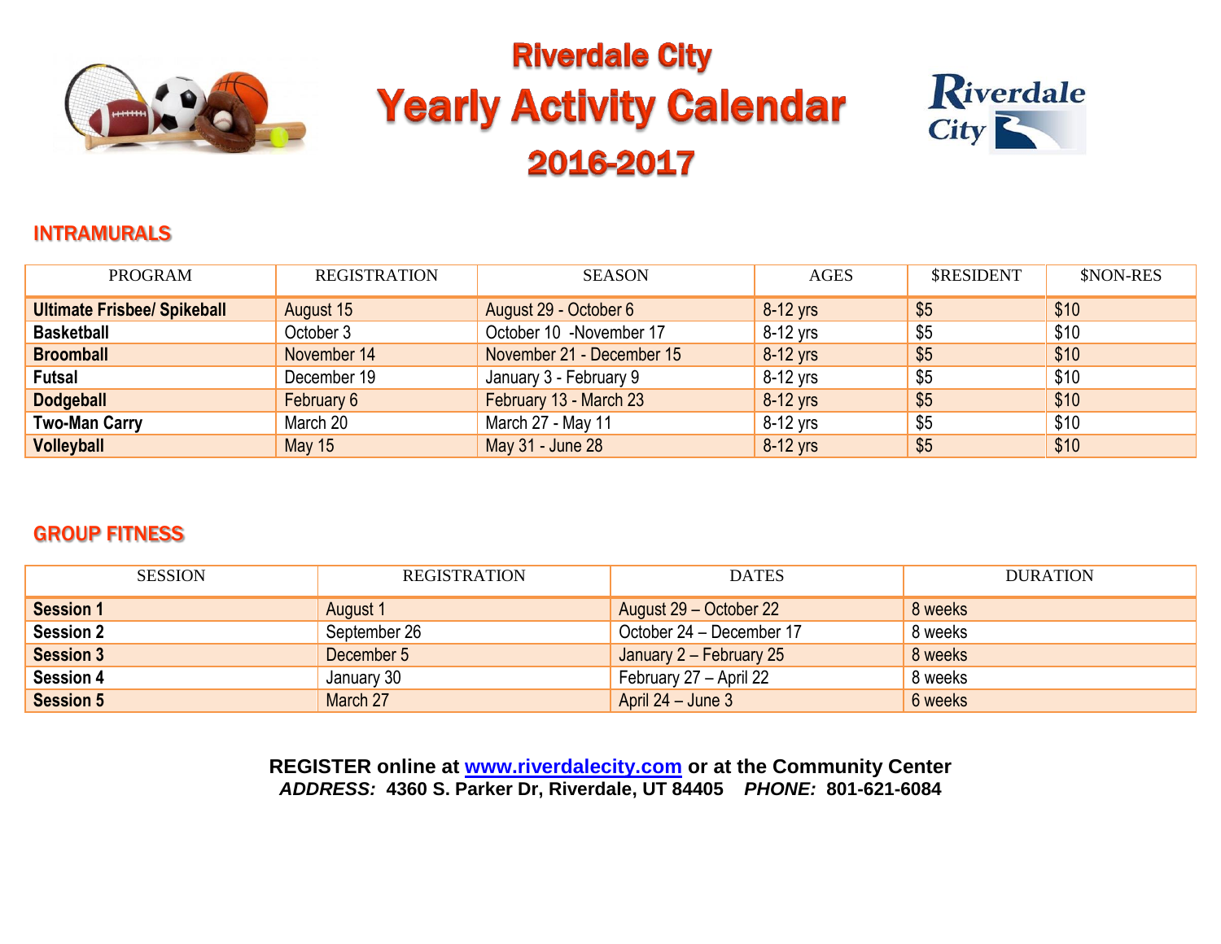# Riverdale City

# Yearly Activity Calendar

# 2016-2017

## INTRAMURALS

| PROGRAM | REGISTRATION | SEASON | AGES | $RESIDENT | $NON-RES |
|---|---|---|---|---|---|
| **Ultimate Frisbee/ Spikeball** | August 15 | August 29 - October 6 | 8-12 yrs | $5 | $10 |
| **Basketball** | October 3 | October 10 -November 17 | 8-12 yrs | $5 | $10 |
| **Broomball** | November 14 | November 21 - December 15 | 8-12 yrs | $5 | $10 |
| **Futsal** | December 19 | January 3 - February 9 | 8-12 yrs | $5 | $10 |
| **Dodgeball** | February 6 | February 13 - March 23 | 8-12 yrs | $5 | $10 |
| **Two-Man Carry** | March 20 | March 27 - May 11 | 8-12 yrs | $5 | $10 |
| **Volleyball** | May 15 | May 31 - June 28 | 8-12 yrs | $5 | $10 |

## GROUP FITNESS

| SESSION | REGISTRATION | DATES | DURATION |
|---|---|---|---|
| **Session 1** | August 1 | August 29 – October 22 | 8 weeks |
| **Session 2** | September 26 | October 24 – December 17 | 8 weeks |
| **Session 3** | December 5 | January 2 – February 25 | 8 weeks |
| **Session 4** | January 30 | February 27 – April 22 | 8 weeks |
| **Session 5** | March 27 | April 24 – June 3 | 6 weeks |

**REGISTER online at www.riverdalecity.com or at the Community Center**
***ADDRESS:*** **4360 S. Parker Dr, Riverdale, UT 84405** ***PHONE:*** **801-621-6084**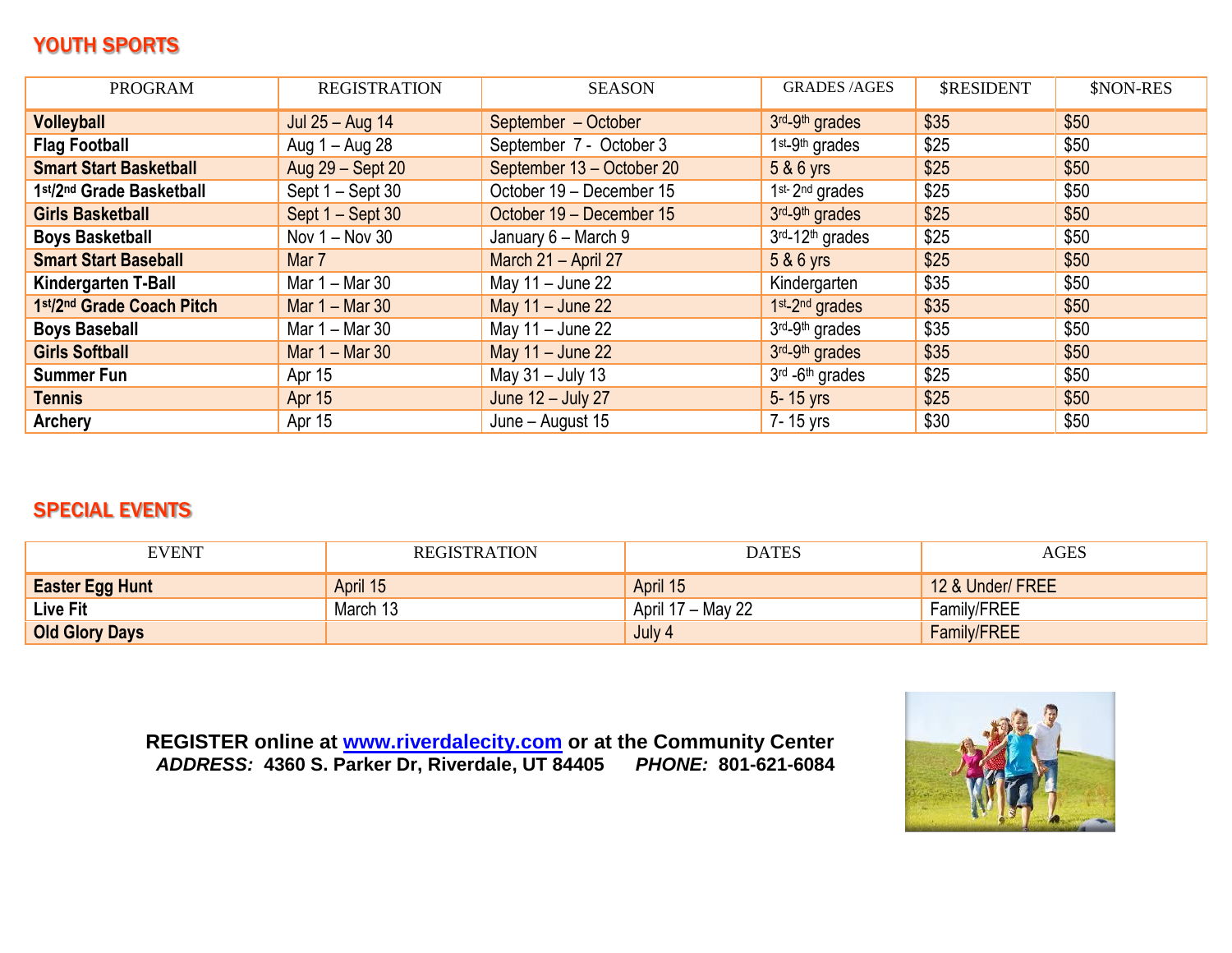## YOUTH SPORTS

| PROGRAM | REGISTRATION | SEASON | GRADES /AGES | $RESIDENT | $NON-RES |
|---|---|---|---|---|---|
| **Volleyball** | Jul 25 – Aug 14 | September – October | 3rd-9th grades | $35 | $50 |
| **Flag Football** | Aug 1 – Aug 28 | September 7 - October 3 | 1st-9th grades | $25 | $50 |
| **Smart Start Basketball** | Aug 29 – Sept 20 | September 13 – October 20 | 5 & 6 yrs | $25 | $50 |
| **1st/2nd Grade Basketball** | Sept 1 – Sept 30 | October 19 – December 15 | 1st- 2nd grades | $25 | $50 |
| **Girls Basketball** | Sept 1 – Sept 30 | October 19 – December 15 | 3rd-9th grades | $25 | $50 |
| **Boys Basketball** | Nov 1 – Nov 30 | January 6 – March 9 | 3rd-12th grades | $25 | $50 |
| **Smart Start Baseball** | Mar 7 | March 21 – April 27 | 5 & 6 yrs | $25 | $50 |
| **Kindergarten T-Ball** | Mar 1 – Mar 30 | May 11 – June 22 | Kindergarten | $35 | $50 |
| **1st/2nd Grade Coach Pitch** | Mar 1 – Mar 30 | May 11 – June 22 | 1st-2nd grades | $35 | $50 |
| **Boys Baseball** | Mar 1 – Mar 30 | May 11 – June 22 | 3rd-9th grades | $35 | $50 |
| **Girls Softball** | Mar 1 – Mar 30 | May 11 – June 22 | 3rd-9th grades | $35 | $50 |
| **Summer Fun** | Apr 15 | May 31 – July 13 | 3rd -6th grades | $25 | $50 |
| **Tennis** | Apr 15 | June 12 – July 27 | 5- 15 yrs | $25 | $50 |
| **Archery** | Apr 15 | June – August 15 | 7- 15 yrs | $30 | $50 |

## SPECIAL EVENTS

| EVENT | REGISTRATION | DATES | AGES |
|---|---|---|---|
| **Easter Egg Hunt** | April 15 | April 15 | 12 & Under/ FREE |
| **Live Fit** | March 13 | April 17 – May 22 | Family/FREE |
| **Old Glory Days** | | July 4 | Family/FREE |

**REGISTER online at www.riverdalecity.com or at the Community Center**
***ADDRESS:*** **4360 S. Parker Dr, Riverdale, UT 84405** ***PHONE:*** **801-621-6084**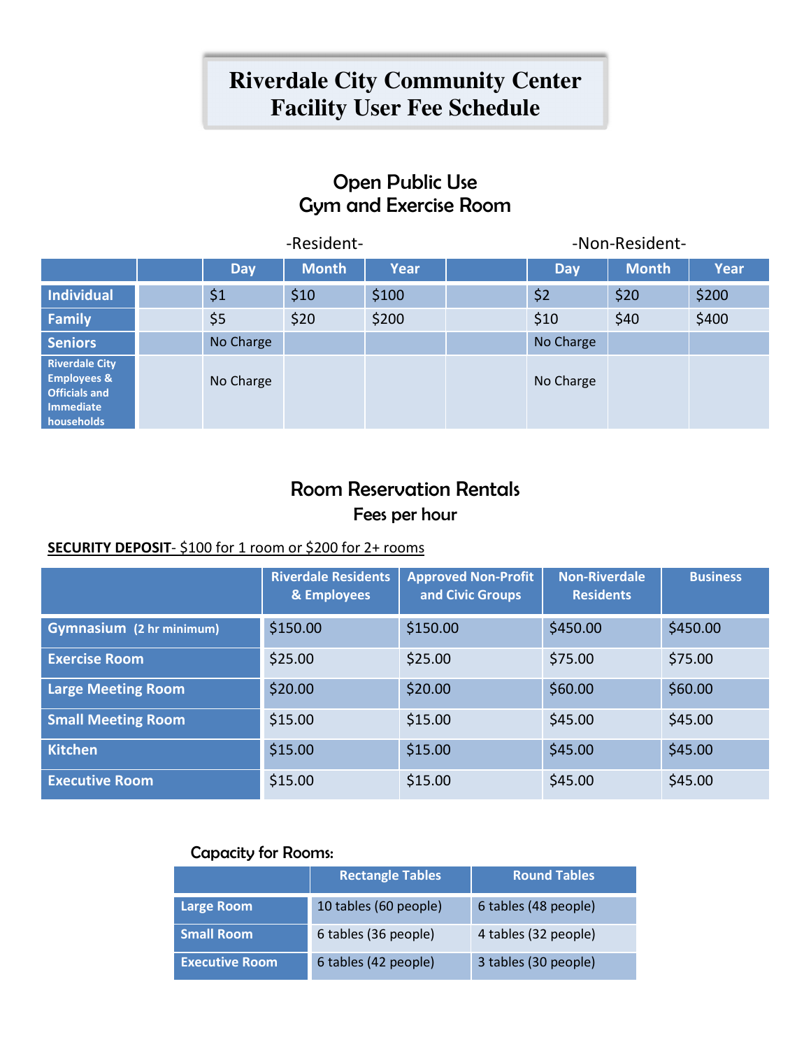# Riverdale City Community Center
# Facility User Fee Schedule

## Open Public Use
## Gym and Exercise Room

| | | -Resident- | | | | -Non-Resident- | | |
|---|---|---|---|---|---|---|---|---|
| | | Day | Month | Year | | Day | Month | Year |
| Individual | | $1 | $10 | $100 | | $2 | $20 | $200 |
| Family | | $5 | $20 | $200 | | $10 | $40 | $400 |
| Seniors | | No Charge | | | | No Charge | | |
| Riverdale City Employees & Officials and Immediate households | | No Charge | | | | No Charge | | |

## Room Reservation Rentals
### Fees per hour

**SECURITY DEPOSIT**- $100 for 1 room or $200 for 2+ rooms

| | Riverdale Residents & Employees | Approved Non-Profit and Civic Groups | Non-Riverdale Residents | Business |
|---|---|---|---|---|
| Gymnasium (2 hr minimum) | $150.00 | $150.00 | $450.00 | $450.00 |
| Exercise Room | $25.00 | $25.00 | $75.00 | $75.00 |
| Large Meeting Room | $20.00 | $20.00 | $60.00 | $60.00 |
| Small Meeting Room | $15.00 | $15.00 | $45.00 | $45.00 |
| Kitchen | $15.00 | $15.00 | $45.00 | $45.00 |
| Executive Room | $15.00 | $15.00 | $45.00 | $45.00 |

### Capacity for Rooms:

| | Rectangle Tables | Round Tables |
|---|---|---|
| Large Room | 10 tables (60 people) | 6 tables (48 people) |
| Small Room | 6 tables (36 people) | 4 tables (32 people) |
| Executive Room | 6 tables (42 people) | 3 tables (30 people) |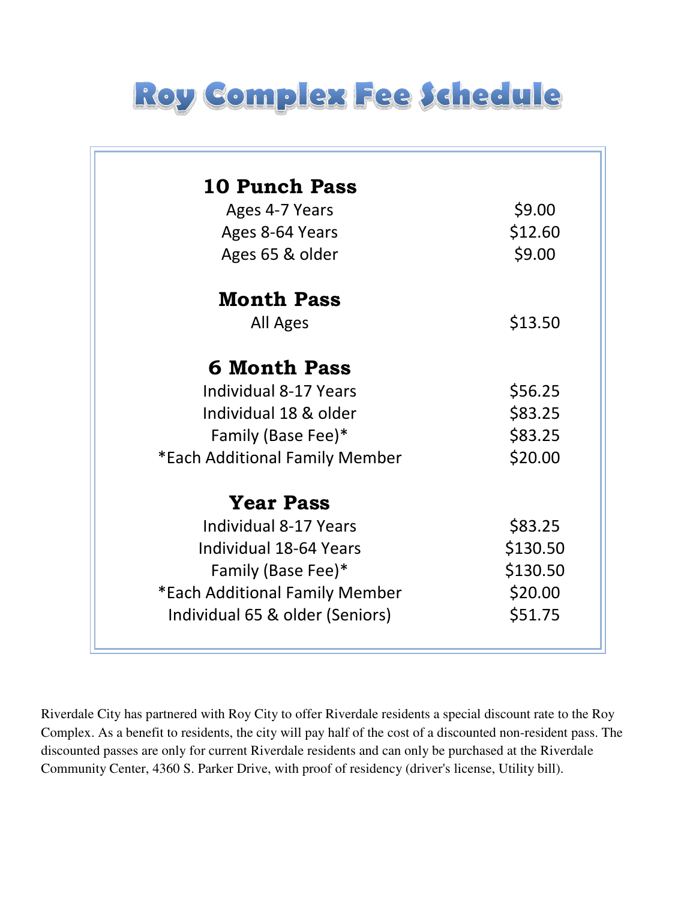# Roy Complex Fee Schedule

| **10 Punch Pass** | |
|---|---|
| Ages 4-7 Years | $9.00 |
| Ages 8-64 Years | $12.60 |
| Ages 65 & older | $9.00 |
| **Month Pass** | |
| All Ages | $13.50 |
| **6 Month Pass** | |
| Individual 8-17 Years | $56.25 |
| Individual 18 & older | $83.25 |
| Family (Base Fee)* | $83.25 |
| *Each Additional Family Member | $20.00 |
| **Year Pass** | |
| Individual 8-17 Years | $83.25 |
| Individual 18-64 Years | $130.50 |
| Family (Base Fee)* | $130.50 |
| *Each Additional Family Member | $20.00 |
| Individual 65 & older (Seniors) | $51.75 |

Riverdale City has partnered with Roy City to offer Riverdale residents a special discount rate to the Roy Complex. As a benefit to residents, the city will pay half of the cost of a discounted non-resident pass. The discounted passes are only for current Riverdale residents and can only be purchased at the Riverdale Community Center, 4360 S. Parker Drive, with proof of residency (driver's license, Utility bill).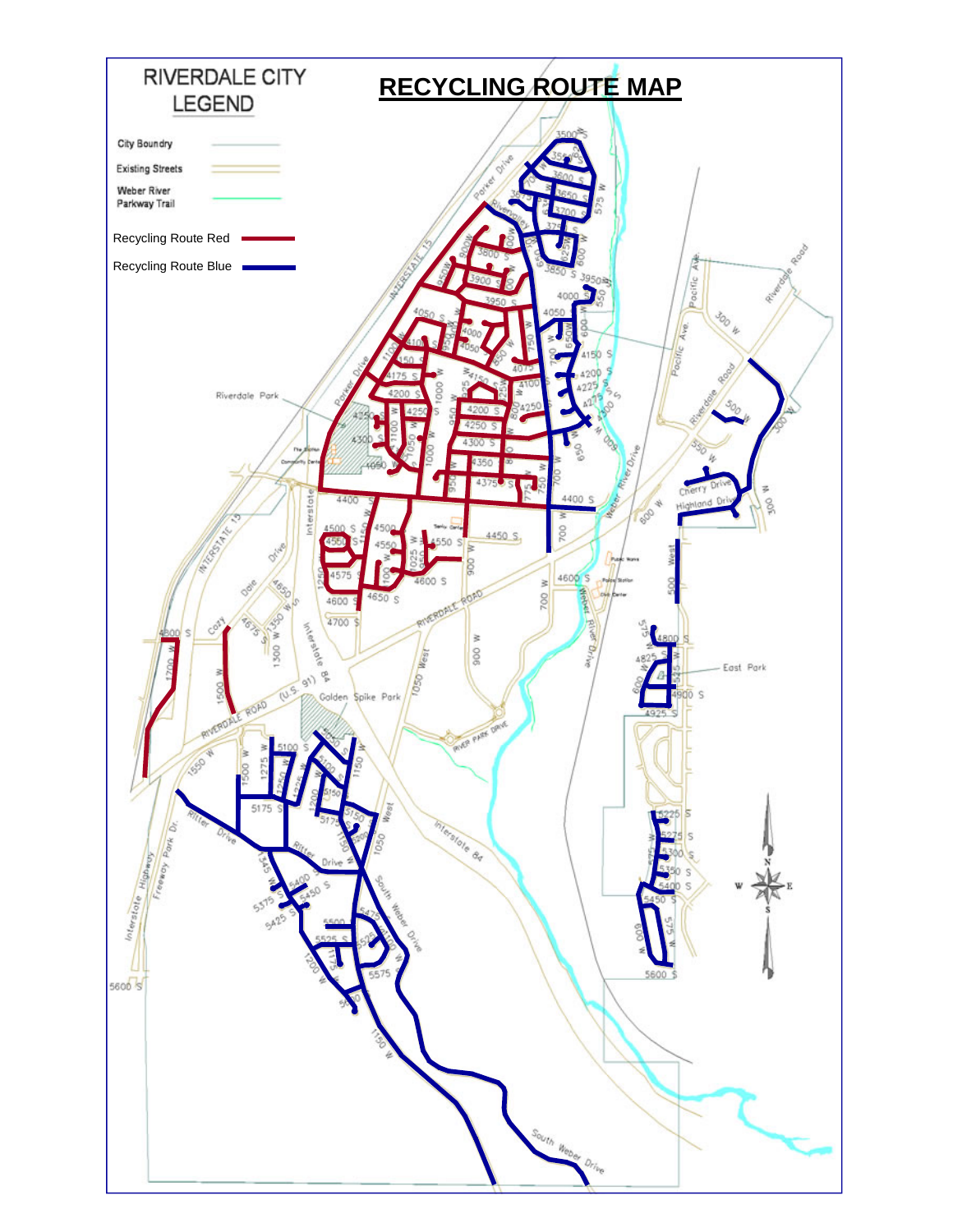# RECYCLING ROUTE MAP

RIVERDALE CITY
LEGEND

City Boundry

Existing Streets

Weber River Parkway Trail

Recycling Route Red

Recycling Route Blue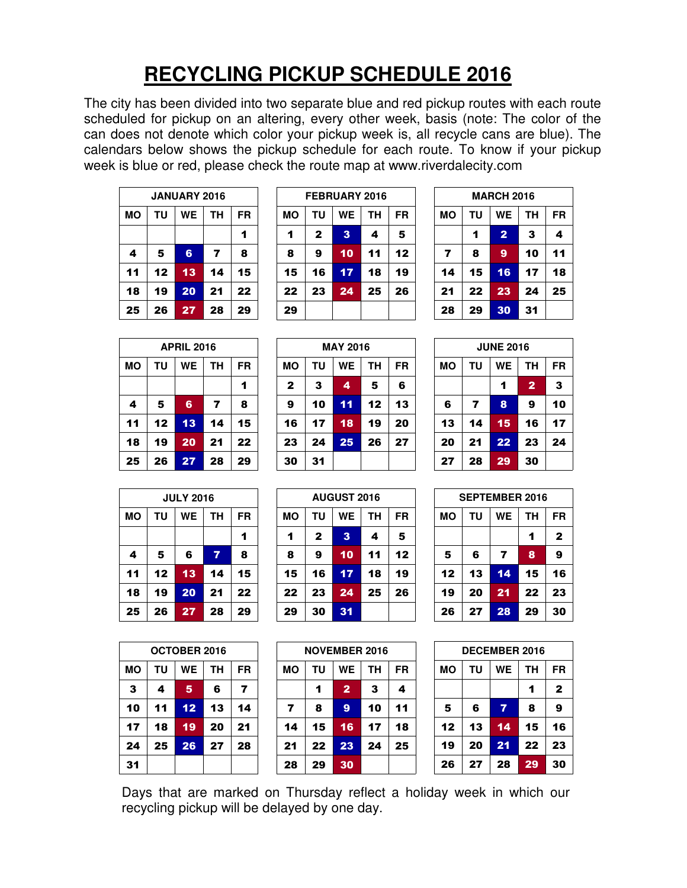# RECYCLING PICKUP SCHEDULE 2016

The city has been divided into two separate blue and red pickup routes with each route scheduled for pickup on an altering, every other week, basis (note: The color of the can does not denote which color your pickup week is, all recycle cans are blue). The calendars below shows the pickup schedule for each route. To know if your pickup week is blue or red, please check the route map at www.riverdalecity.com

**JANUARY 2016**

| MO | TU | WE | TH | FR |
|---|---|---|---|---|
| | | | | 1 |
| 4 | 5 | 6 (blue) | 7 | 8 |
| 11 | 12 | 13 (red) | 14 | 15 |
| 18 | 19 | 20 (blue) | 21 | 22 |
| 25 | 26 | 27 (red) | 28 | 29 |

**FEBRUARY 2016**

| MO | TU | WE | TH | FR |
|---|---|---|---|---|
| 1 | 2 | 3 (blue) | 4 | 5 |
| 8 | 9 | 10 (red) | 11 | 12 |
| 15 | 16 | 17 (blue) | 18 | 19 |
| 22 | 23 | 24 (red) | 25 | 26 |
| 29 | | | | |

**MARCH 2016**

| MO | TU | WE | TH | FR |
|---|---|---|---|---|
| | 1 | 2 (blue) | 3 | 4 |
| 7 | 8 | 9 (red) | 10 | 11 |
| 14 | 15 | 16 (blue) | 17 | 18 |
| 21 | 22 | 23 (red) | 24 | 25 |
| 28 | 29 | 30 (blue) | 31 | |

**APRIL 2016**

| MO | TU | WE | TH | FR |
|---|---|---|---|---|
| | | | | 1 |
| 4 | 5 | 6 (red) | 7 | 8 |
| 11 | 12 | 13 (blue) | 14 | 15 |
| 18 | 19 | 20 (red) | 21 | 22 |
| 25 | 26 | 27 (blue) | 28 | 29 |

**MAY 2016**

| MO | TU | WE | TH | FR |
|---|---|---|---|---|
| 2 | 3 | 4 (red) | 5 | 6 |
| 9 | 10 | 11 (blue) | 12 | 13 |
| 16 | 17 | 18 (red) | 19 | 20 |
| 23 | 24 | 25 (blue) | 26 | 27 |
| 30 | 31 | | | |

**JUNE 2016**

| MO | TU | WE | TH | FR |
|---|---|---|---|---|
| | | 1 | 2 (red) | 3 |
| 6 | 7 | 8 (blue) | 9 | 10 |
| 13 | 14 | 15 (red) | 16 | 17 |
| 20 | 21 | 22 (blue) | 23 | 24 |
| 27 | 28 | 29 (red) | 30 | |

**JULY 2016**

| MO | TU | WE | TH | FR |
|---|---|---|---|---|
| | | | | 1 |
| 4 | 5 | 6 | 7 (blue) | 8 |
| 11 | 12 | 13 (red) | 14 | 15 |
| 18 | 19 | 20 (blue) | 21 | 22 |
| 25 | 26 | 27 (red) | 28 | 29 |

**AUGUST 2016**

| MO | TU | WE | TH | FR |
|---|---|---|---|---|
| 1 | 2 | 3 (blue) | 4 | 5 |
| 8 | 9 | 10 (red) | 11 | 12 |
| 15 | 16 | 17 (blue) | 18 | 19 |
| 22 | 23 | 24 (red) | 25 | 26 |
| 29 | 30 | 31 (blue) | | |

**SEPTEMBER 2016**

| MO | TU | WE | TH | FR |
|---|---|---|---|---|
| | | | 1 | 2 |
| 5 | 6 | 7 | 8 (red) | 9 |
| 12 | 13 | 14 (blue) | 15 | 16 |
| 19 | 20 | 21 (red) | 22 | 23 |
| 26 | 27 | 28 (blue) | 29 | 30 |

**OCTOBER 2016**

| MO | TU | WE | TH | FR |
|---|---|---|---|---|
| 3 | 4 | 5 (red) | 6 | 7 |
| 10 | 11 | 12 (blue) | 13 | 14 |
| 17 | 18 | 19 (red) | 20 | 21 |
| 24 | 25 | 26 (blue) | 27 | 28 |
| 31 | | | | |

**NOVEMBER 2016**

| MO | TU | WE | TH | FR |
|---|---|---|---|---|
| | 1 | 2 (red) | 3 | 4 |
| 7 | 8 | 9 (blue) | 10 | 11 |
| 14 | 15 | 16 (red) | 17 | 18 |
| 21 | 22 | 23 (blue) | 24 | 25 |
| 28 | 29 | 30 (red) | | |

**DECEMBER 2016**

| MO | TU | WE | TH | FR |
|---|---|---|---|---|
| | | | 1 | 2 |
| 5 | 6 | 7 (blue) | 8 | 9 |
| 12 | 13 | 14 (red) | 15 | 16 |
| 19 | 20 | 21 (blue) | 22 | 23 |
| 26 | 27 | 28 | 29 (red) | 30 |

Days that are marked on Thursday reflect a holiday week in which our recycling pickup will be delayed by one day.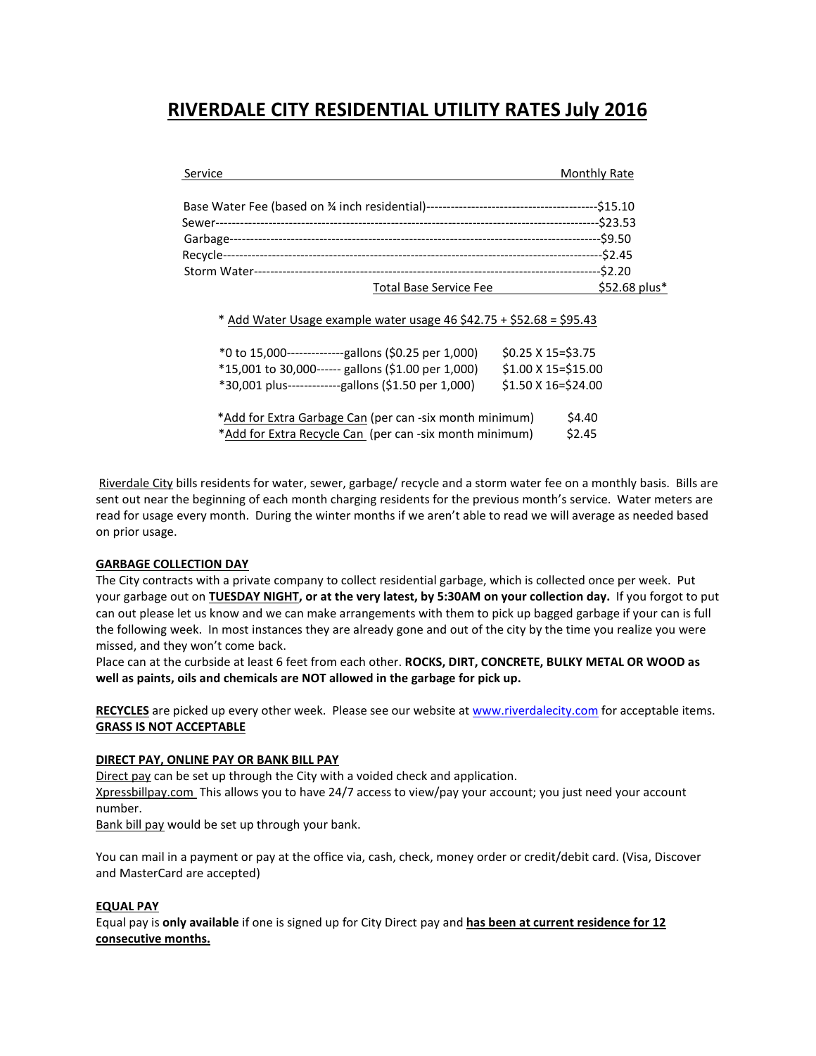# RIVERDALE CITY RESIDENTIAL UTILITY RATES July 2016

| Service | Monthly Rate |
|---|---|
| Base Water Fee (based on ¾ inch residential) | $15.10 |
| Sewer | $23.53 |
| Garbage | $9.50 |
| Recycle | $2.45 |
| Storm Water | $2.20 |
| Total Base Service Fee | $52.68 plus* |

\* Add Water Usage example water usage 46 $42.75 + $52.68 = $95.43

| | |
|---|---|
| *0 to 15,000--------------gallons ($0.25 per 1,000) | $0.25 X 15=$3.75 |
| *15,001 to 30,000------ gallons ($1.00 per 1,000) | $1.00 X 15=$15.00 |
| *30,001 plus-------------gallons ($1.50 per 1,000) | $1.50 X 16=$24.00 |

| | |
|---|---|
| *Add for Extra Garbage Can (per can -six month minimum) | $4.40 |
| *Add for Extra Recycle Can (per can -six month minimum) | $2.45 |

Riverdale City bills residents for water, sewer, garbage/ recycle and a storm water fee on a monthly basis. Bills are sent out near the beginning of each month charging residents for the previous month's service. Water meters are read for usage every month. During the winter months if we aren't able to read we will average as needed based on prior usage.

**GARBAGE COLLECTION DAY**

The City contracts with a private company to collect residential garbage, which is collected once per week. Put your garbage out on **TUESDAY NIGHT, or at the very latest, by 5:30AM on your collection day.** If you forgot to put can out please let us know and we can make arrangements with them to pick up bagged garbage if your can is full the following week. In most instances they are already gone and out of the city by the time you realize you were missed, and they won't come back.

Place can at the curbside at least 6 feet from each other. **ROCKS, DIRT, CONCRETE, BULKY METAL OR WOOD as well as paints, oils and chemicals are NOT allowed in the garbage for pick up.**

**RECYCLES** are picked up every other week. Please see our website at www.riverdalecity.com for acceptable items.
**GRASS IS NOT ACCEPTABLE**

**DIRECT PAY, ONLINE PAY OR BANK BILL PAY**

Direct pay can be set up through the City with a voided check and application.

Xpressbillpay.com This allows you to have 24/7 access to view/pay your account; you just need your account number.

Bank bill pay would be set up through your bank.

You can mail in a payment or pay at the office via, cash, check, money order or credit/debit card. (Visa, Discover and MasterCard are accepted)

**EQUAL PAY**

Equal pay is **only available** if one is signed up for City Direct pay and **has been at current residence for 12 consecutive months.**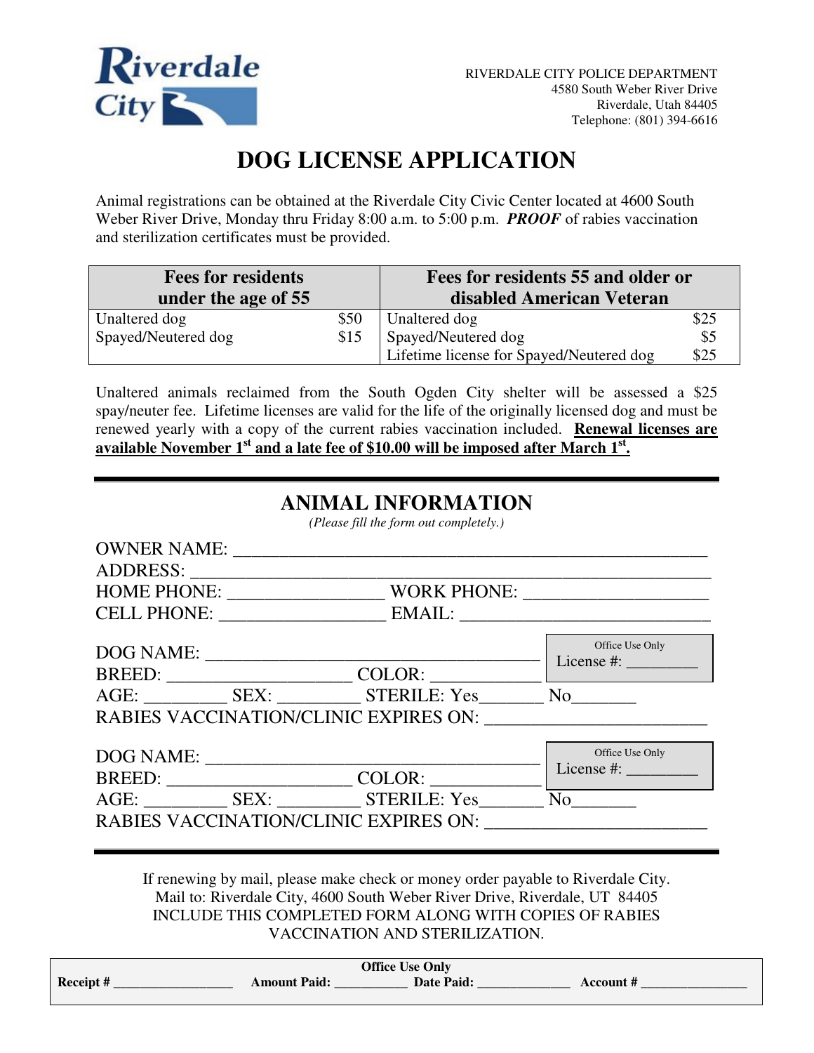Riverdale City

RIVERDALE CITY POLICE DEPARTMENT
4580 South Weber River Drive
Riverdale, Utah 84405
Telephone: (801) 394-6616

# DOG LICENSE APPLICATION

Animal registrations can be obtained at the Riverdale City Civic Center located at 4600 South Weber River Drive, Monday thru Friday 8:00 a.m. to 5:00 p.m. ***PROOF*** of rabies vaccination and sterilization certificates must be provided.

| Fees for residents under the age of 55 | | Fees for residents 55 and older or disabled American Veteran | |
|---|---|---|---|
| Unaltered dog | $50 | Unaltered dog | $25 |
| Spayed/Neutered dog | $15 | Spayed/Neutered dog | $5 |
| | | Lifetime license for Spayed/Neutered dog | $25 |

Unaltered animals reclaimed from the South Ogden City shelter will be assessed a $25 spay/neuter fee. Lifetime licenses are valid for the life of the originally licensed dog and must be renewed yearly with a copy of the current rabies vaccination included. **Renewal licenses are available November 1st and a late fee of $10.00 will be imposed after March 1st.**

## ANIMAL INFORMATION

*(Please fill the form out completely.)*

OWNER NAME: ____________________________________________________

ADDRESS: _______________________________________________________

HOME PHONE: ________________ WORK PHONE: ____________________

CELL PHONE: _________________ EMAIL: __________________________

DOG NAME: ____________________________________

Office Use Only
License #: _________

BREED: ____________________ COLOR: ____________

AGE: _________ SEX: _________ STERILE: Yes_______ No_______

RABIES VACCINATION/CLINIC EXPIRES ON: ________________________

DOG NAME: ____________________________________

Office Use Only
License #: _________

BREED: ____________________ COLOR: ____________

AGE: _________ SEX: _________ STERILE: Yes_______ No_______

RABIES VACCINATION/CLINIC EXPIRES ON: ________________________

If renewing by mail, please make check or money order payable to Riverdale City.
Mail to: Riverdale City, 4600 South Weber River Drive, Riverdale, UT 84405
INCLUDE THIS COMPLETED FORM ALONG WITH COPIES OF RABIES VACCINATION AND STERILIZATION.

**Office Use Only**

**Receipt #** __________________ **Amount Paid:** ___________ **Date Paid:** ______________ **Account #** ________________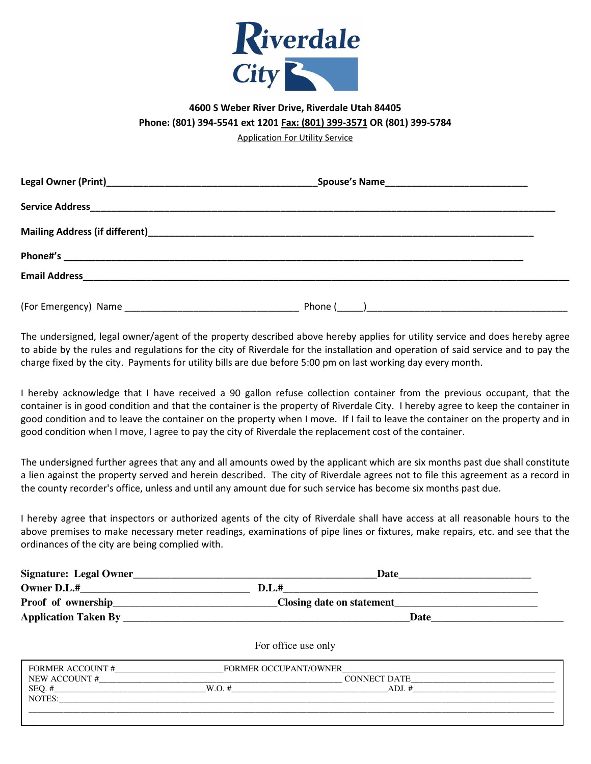# Riverdale City

**4600 S Weber River Drive, Riverdale Utah 84405**

**Phone: (801) 394-5541 ext 1201 Fax: (801) 399-3571 OR (801) 399-5784**

Application For Utility Service

**Legal Owner (Print)________________________________________Spouse's Name___________________________**

**Service Address______________________________________________________________________________________**

**Mailing Address (if different)____________________________________________________________________________**

**Phone#'s ____________________________________________________________________________________**

**Email Address_________________________________________________________________________________________**

(For Emergency) Name _________________________________ Phone (_____)_______________________________________

The undersigned, legal owner/agent of the property described above hereby applies for utility service and does hereby agree to abide by the rules and regulations for the city of Riverdale for the installation and operation of said service and to pay the charge fixed by the city. Payments for utility bills are due before 5:00 pm on last working day every month.

I hereby acknowledge that I have received a 90 gallon refuse collection container from the previous occupant, that the container is in good condition and that the container is the property of Riverdale City. I hereby agree to keep the container in good condition and to leave the container on the property when I move. If I fail to leave the container on the property and in good condition when I move, I agree to pay the city of Riverdale the replacement cost of the container.

The undersigned further agrees that any and all amounts owed by the applicant which are six months past due shall constitute a lien against the property served and herein described. The city of Riverdale agrees not to file this agreement as a record in the county recorder's office, unless and until any amount due for such service has become six months past due.

I hereby agree that inspectors or authorized agents of the city of Riverdale shall have access at all reasonable hours to the above premises to make necessary meter readings, examinations of pipe lines or fixtures, make repairs, etc. and see that the ordinances of the city are being complied with.

**Signature: Legal Owner_____________________________________________Date________________________**

**Owner D.L.#_______________________________ D.L.#_____________________________________________**

**Proof of ownership______________________________Closing date on statement_________________________**

**Application Taken By ______________________________________________________Date________________________**

For office use only

FORMER ACCOUNT #_______________________FORMER OCCUPANT/OWNER________________________________________

NEW ACCOUNT #_____________________________________________ CONNECT DATE____________________________

SEQ. #________________________________W.O. #______________________________ADJ. #___________________________

NOTES:________________________________________________________________________________________________

______________________________________________________________________________________________________

__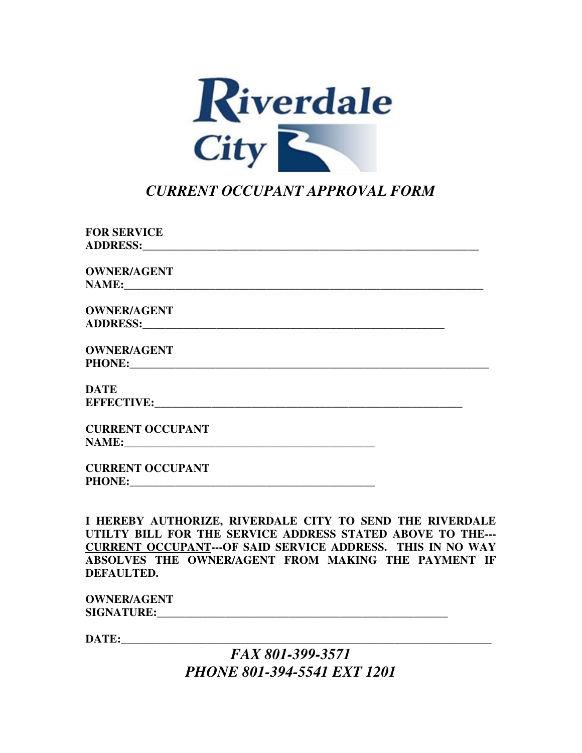Riverdale City

# *CURRENT OCCUPANT APPROVAL FORM*

**FOR SERVICE ADDRESS:**_______________________________________________________________

**OWNER/AGENT NAME:**_________________________________________________________________

**OWNER/AGENT ADDRESS:**______________________________________________________

**OWNER/AGENT PHONE:**________________________________________________________________

**DATE EFFECTIVE:**_____________________________________________________

**CURRENT OCCUPANT NAME:**_____________________________________________

**CURRENT OCCUPANT PHONE:**____________________________________________

**I HEREBY AUTHORIZE, RIVERDALE CITY TO SEND THE RIVERDALE UTILTY BILL FOR THE SERVICE ADDRESS STATED ABOVE TO THE---<u>CURRENT OCCUPANT</u>---OF SAID SERVICE ADDRESS. THIS IN NO WAY ABSOLVES THE OWNER/AGENT FROM MAKING THE PAYMENT IF DEFAULTED.**

**OWNER/AGENT SIGNATURE:**_____________________________________________________

**DATE:**_______________________________________________________________________

*FAX 801-399-3571*

*PHONE 801-394-5541 EXT 1201*